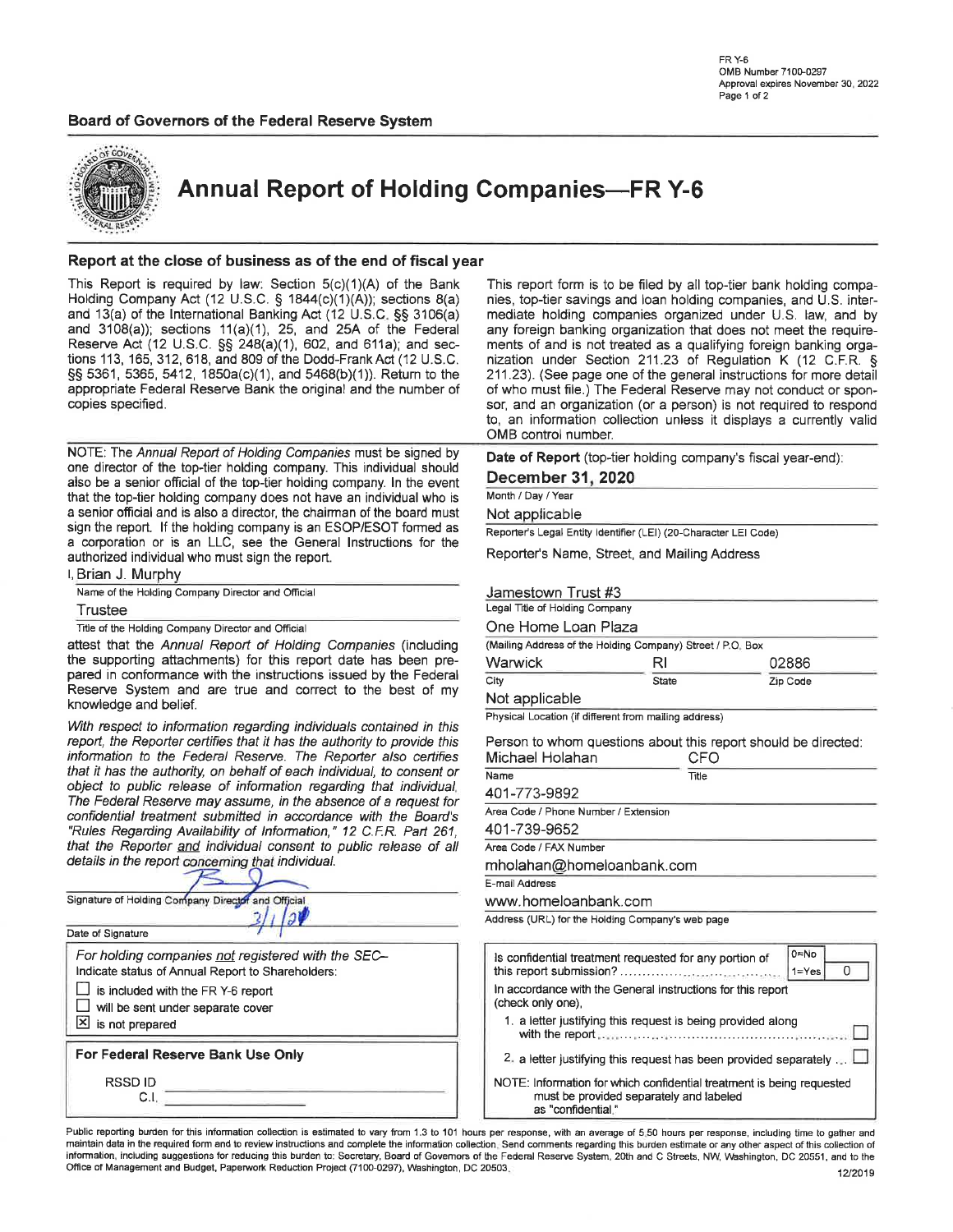FR Y-6
OMB Number 7100-0297
Approval expires November 30, 2022

**Board of Governors of the Federal Reserve System**

# Annual Report of Holding Companies—FR Y-6

## Report at the close of business as of the end of fiscal year

This Report is required by law: Section 5(c)(1)(A) of the Bank Holding Company Act (12 U.S.C. § 1844(c)(1)(A)); sections 8(a) and 13(a) of the International Banking Act (12 U.S.C. §§ 3106(a) and 3108(a)); sections 11(a)(1), 25, and 25A of the Federal Reserve Act (12 U.S.C. §§ 248(a)(1), 602, and 611a); and sections 113, 165, 312, 618, and 809 of the Dodd-Frank Act (12 U.S.C. §§ 5361, 5365, 5412, 1850a(c)(1), and 5468(b)(1)). Return to the appropriate Federal Reserve Bank the original and the number of copies specified.

This report form is to be filed by all top-tier bank holding companies, top-tier savings and loan holding companies, and U.S. intermediate holding companies organized under U.S. law, and by any foreign banking organization that does not meet the requirements of and is not treated as a qualifying foreign banking organization under Section 211.23 of Regulation K (12 C.F.R. § 211.23). (See page one of the general instructions for more detail of who must file.) The Federal Reserve may not conduct or sponsor, and an organization (or a person) is not required to respond to, an information collection unless it displays a currently valid OMB control number.

NOTE: The *Annual Report of Holding Companies* must be signed by one director of the top-tier holding company. This individual should also be a senior official of the top-tier holding company. In the event that the top-tier holding company does not have an individual who is a senior official and is also a director, the chairman of the board must sign the report. If the holding company is an ESOP/ESOT formed as a corporation or is an LLC, see the General Instructions for the authorized individual who must sign the report.

I, Brian J. Murphy
Name of the Holding Company Director and Official

Trustee
Title of the Holding Company Director and Official

attest that the *Annual Report of Holding Companies* (including the supporting attachments) for this report date has been prepared in conformance with the instructions issued by the Federal Reserve System and are true and correct to the best of my knowledge and belief.

*With respect to information regarding individuals contained in this report, the Reporter certifies that it has the authority to provide this information to the Federal Reserve. The Reporter also certifies that it has the authority, on behalf of each individual, to consent or object to public release of information regarding that individual. The Federal Reserve may assume, in the absence of a request for confidential treatment submitted in accordance with the Board's "Rules Regarding Availability of Information," 12 C.F.R. Part 261, that the Reporter and individual consent to public release of all details in the report concerning that individual.*

[Signature]
Signature of Holding Company Director and Official

3/1/21
Date of Signature

*For holding companies not registered with the SEC–*
Indicate status of Annual Report to Shareholders:

- ☐ is included with the FR Y-6 report
- ☐ will be sent under separate cover
- ☒ is not prepared

**For Federal Reserve Bank Use Only**

RSSD ID
C.I.

**Date of Report** (top-tier holding company's fiscal year-end):

**December 31, 2020**
Month / Day / Year

Not applicable
Reporter's Legal Entity Identifier (LEI) (20-Character LEI Code)

Reporter's Name, Street, and Mailing Address

Jamestown Trust #3
Legal Title of Holding Company

One Home Loan Plaza
(Mailing Address of the Holding Company) Street / P.O. Box

| Warwick | RI | 02886 |
|---|---|---|
| City | State | Zip Code |

Not applicable
Physical Location (if different from mailing address)

Person to whom questions about this report should be directed:

| Michael Holahan | CFO |
|---|---|
| Name | Title |

401-773-9892
Area Code / Phone Number / Extension

401-739-9652
Area Code / FAX Number

mholahan@homeloanbank.com
E-mail Address

www.homeloanbank.com
Address (URL) for the Holding Company's web page

Is confidential treatment requested for any portion of this report submission? (0=No, 1=Yes) 0

In accordance with the General Instructions for this report (check only one),

1. a letter justifying this request is being provided along with the report ☐
2. a letter justifying this request has been provided separately ☐

NOTE: Information for which confidential treatment is being requested must be provided separately and labeled as "confidential."

Public reporting burden for this information collection is estimated to vary from 1.3 to 101 hours per response, with an average of 5.50 hours per response, including time to gather and maintain data in the required form and to review instructions and complete the information collection. Send comments regarding this burden estimate or any other aspect of this collection of information, including suggestions for reducing this burden to: Secretary, Board of Governors of the Federal Reserve System, 20th and C Streets, NW, Washington, DC 20551, and to the Office of Management and Budget, Paperwork Reduction Project (7100-0297), Washington, DC 20503.

12/2019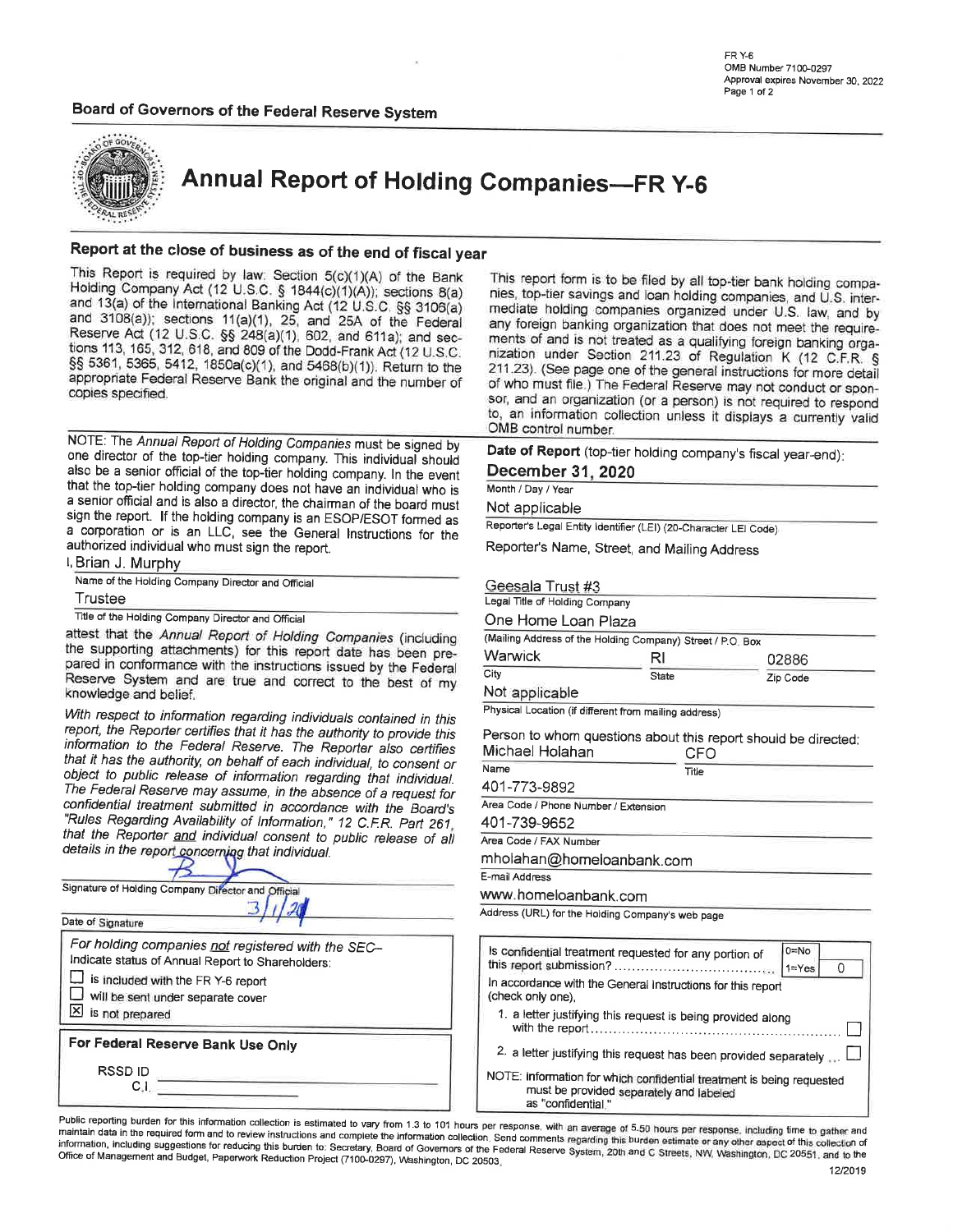FR Y-6
OMB Number 7100-0297
Approval expires November 30, 2022

**Board of Governors of the Federal Reserve System**

# Annual Report of Holding Companies—FR Y-6

## Report at the close of business as of the end of fiscal year

This Report is required by law: Section 5(c)(1)(A) of the Bank Holding Company Act (12 U.S.C. § 1844(c)(1)(A)); sections 8(a) and 13(a) of the International Banking Act (12 U.S.C. §§ 3106(a) and 3108(a)); sections 11(a)(1), 25, and 25A of the Federal Reserve Act (12 U.S.C. §§ 248(a)(1), 602, and 611a); and sections 113, 165, 312, 618, and 809 of the Dodd-Frank Act (12 U.S.C. §§ 5361, 5365, 5412, 1850a(c)(1), and 5468(b)(1)). Return to the appropriate Federal Reserve Bank the original and the number of copies specified.

This report form is to be filed by all top-tier bank holding companies, top-tier savings and loan holding companies, and U.S. intermediate holding companies organized under U.S. law, and by any foreign banking organization that does not meet the requirements of and is not treated as a qualifying foreign banking organization under Section 211.23 of Regulation K (12 C.F.R. § 211.23). (See page one of the general instructions for more detail of who must file.) The Federal Reserve may not conduct or sponsor, and an organization (or a person) is not required to respond to, an information collection unless it displays a currently valid OMB control number.

NOTE: The *Annual Report of Holding Companies* must be signed by one director of the top-tier holding company. This individual should also be a senior official of the top-tier holding company. In the event that the top-tier holding company does not have an individual who is a senior official and is also a director, the chairman of the board must sign the report. If the holding company is an ESOP/ESOT formed as a corporation or is an LLC, see the General Instructions for the authorized individual who must sign the report.

I, Brian J. Murphy
Name of the Holding Company Director and Official

Trustee
Title of the Holding Company Director and Official

attest that the *Annual Report of Holding Companies* (including the supporting attachments) for this report date has been prepared in conformance with the instructions issued by the Federal Reserve System and are true and correct to the best of my knowledge and belief.

*With respect to information regarding individuals contained in this report, the Reporter certifies that it has the authority to provide this information to the Federal Reserve. The Reporter also certifies that it has the authority, on behalf of each individual, to consent or object to public release of information regarding that individual. The Federal Reserve may assume, in the absence of a request for confidential treatment submitted in accordance with the Board's "Rules Regarding Availability of Information," 12 C.F.R. Part 261, that the Reporter and individual consent to public release of all details in the report concerning that individual.*

[Signature]
Signature of Holding Company Director and Official

3/1/21
Date of Signature

**Date of Report** (top-tier holding company's fiscal year-end):
**December 31, 2020**
Month / Day / Year

Not applicable
Reporter's Legal Entity Identifier (LEI) (20-Character LEI Code)

Reporter's Name, Street, and Mailing Address

Geesala Trust #3
Legal Title of Holding Company

One Home Loan Plaza
(Mailing Address of the Holding Company) Street / P.O. Box

| City | State | Zip Code |
|---|---|---|
| Warwick | RI | 02886 |

Not applicable
Physical Location (if different from mailing address)

Person to whom questions about this report should be directed:

| Name | Title |
|---|---|
| Michael Holahan | CFO |

401-773-9892
Area Code / Phone Number / Extension

401-739-9652
Area Code / FAX Number

mholahan@homeloanbank.com
E-mail Address

www.homeloanbank.com
Address (URL) for the Holding Company's web page

For holding companies not registered with the SEC–
Indicate status of Annual Report to Shareholders:

- ☐ is included with the FR Y-6 report
- ☐ will be sent under separate cover
- ☒ is not prepared

**For Federal Reserve Bank Use Only**

RSSD ID ______
C.I. ______

Is confidential treatment requested for any portion of this report submission? (0=No, 1=Yes) 0

In accordance with the General Instructions for this report (check only one),

1. a letter justifying this request is being provided along with the report ☐
2. a letter justifying this request has been provided separately ☐

NOTE: Information for which confidential treatment is being requested must be provided separately and labeled as "confidential."

Public reporting burden for this information collection is estimated to vary from 1.3 to 101 hours per response, with an average of 5.50 hours per response, including time to gather and maintain data in the required form and to review instructions and complete the information collection. Send comments regarding this burden estimate or any other aspect of this collection of information, including suggestions for reducing this burden to: Secretary, Board of Governors of the Federal Reserve System, 20th and C Streets, NW, Washington, DC 20551, and to the Office of Management and Budget, Paperwork Reduction Project (7100-0297), Washington, DC 20503.

12/2019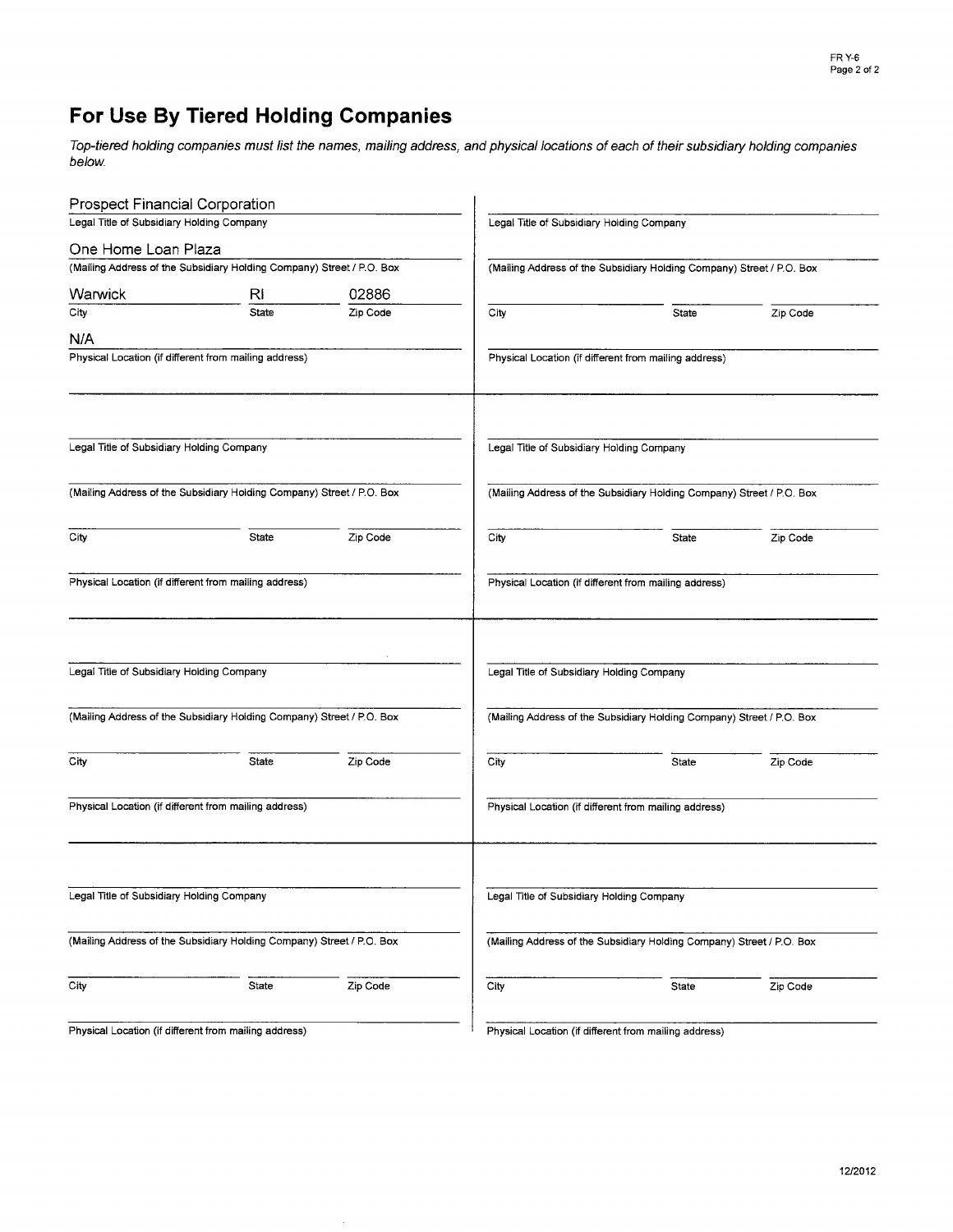# For Use By Tiered Holding Companies

*Top-tiered holding companies must list the names, mailing address, and physical locations of each of their subsidiary holding companies below.*

Prospect Financial Corporation
Legal Title of Subsidiary Holding Company

One Home Loan Plaza
(Mailing Address of the Subsidiary Holding Company) Street / P.O. Box

| City | State | Zip Code |
|---|---|---|
| Warwick | RI | 02886 |

N/A
Physical Location (if different from mailing address)

---

Legal Title of Subsidiary Holding Company

(Mailing Address of the Subsidiary Holding Company) Street / P.O. Box

City | State | Zip Code

Physical Location (if different from mailing address)

---

Legal Title of Subsidiary Holding Company

(Mailing Address of the Subsidiary Holding Company) Street / P.O. Box

City | State | Zip Code

Physical Location (if different from mailing address)

---

Legal Title of Subsidiary Holding Company

(Mailing Address of the Subsidiary Holding Company) Street / P.O. Box

City | State | Zip Code

Physical Location (if different from mailing address)

---

Legal Title of Subsidiary Holding Company

(Mailing Address of the Subsidiary Holding Company) Street / P.O. Box

City | State | Zip Code

Physical Location (if different from mailing address)

---

Legal Title of Subsidiary Holding Company

(Mailing Address of the Subsidiary Holding Company) Street / P.O. Box

City | State | Zip Code

Physical Location (if different from mailing address)

---

Legal Title of Subsidiary Holding Company

(Mailing Address of the Subsidiary Holding Company) Street / P.O. Box

City | State | Zip Code

Physical Location (if different from mailing address)

---

Legal Title of Subsidiary Holding Company

(Mailing Address of the Subsidiary Holding Company) Street / P.O. Box

City | State | Zip Code

Physical Location (if different from mailing address)

12/2012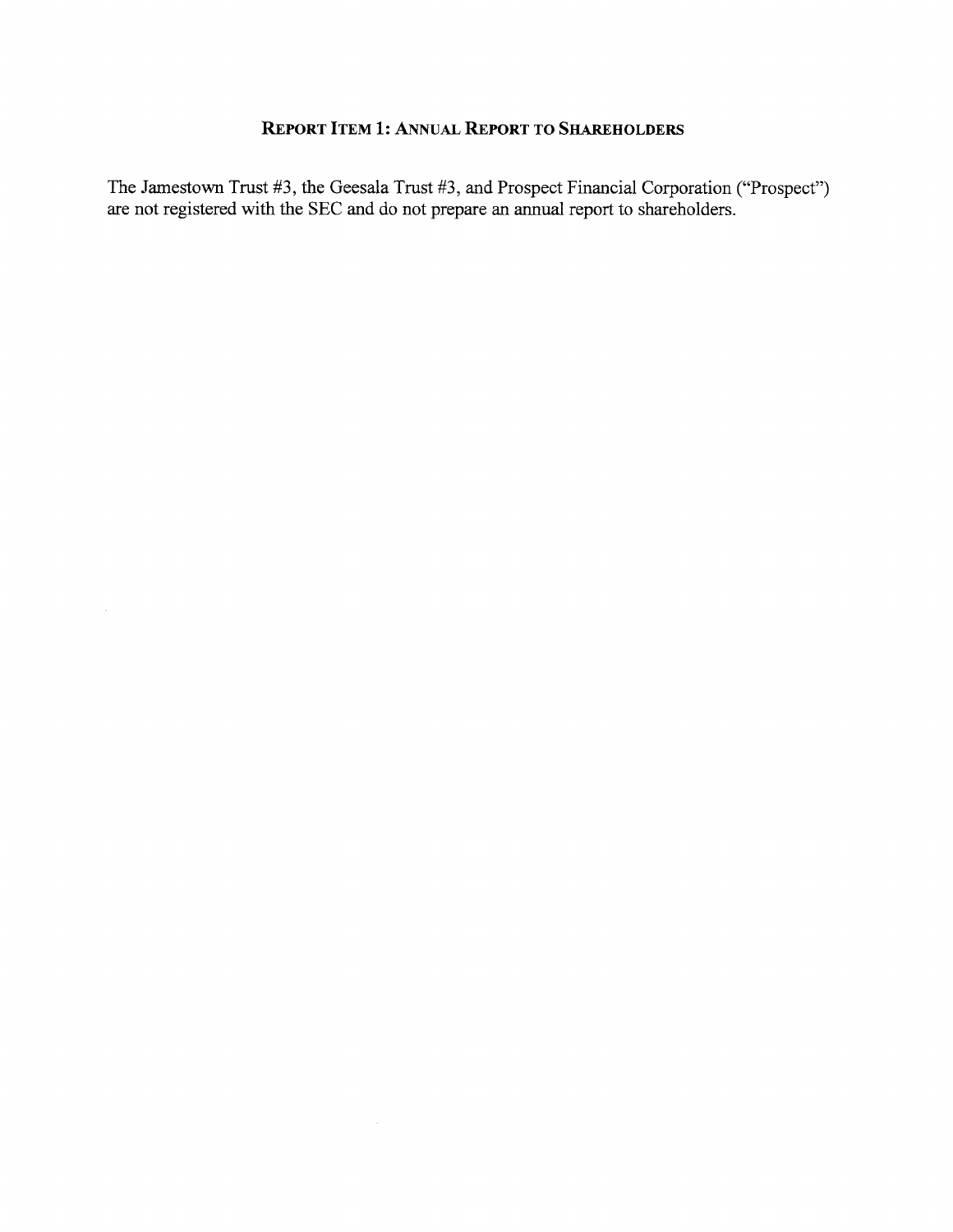## REPORT ITEM 1: ANNUAL REPORT TO SHAREHOLDERS

The Jamestown Trust #3, the Geesala Trust #3, and Prospect Financial Corporation ("Prospect") are not registered with the SEC and do not prepare an annual report to shareholders.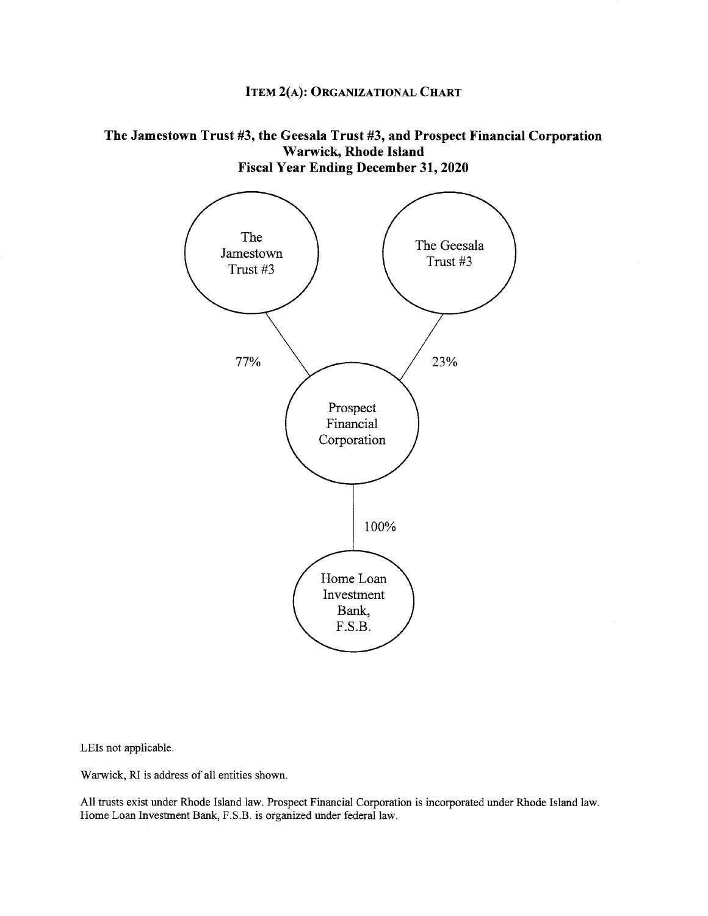## ITEM 2(A): ORGANIZATIONAL CHART

**The Jamestown Trust #3, the Geesala Trust #3, and Prospect Financial Corporation**
**Warwick, Rhode Island**
**Fiscal Year Ending December 31, 2020**

The Jamestown Trust #3

The Geesala Trust #3

77%

23%

Prospect Financial Corporation

100%

Home Loan Investment Bank, F.S.B.

LEIs not applicable.

Warwick, RI is address of all entities shown.

All trusts exist under Rhode Island law. Prospect Financial Corporation is incorporated under Rhode Island law. Home Loan Investment Bank, F.S.B. is organized under federal law.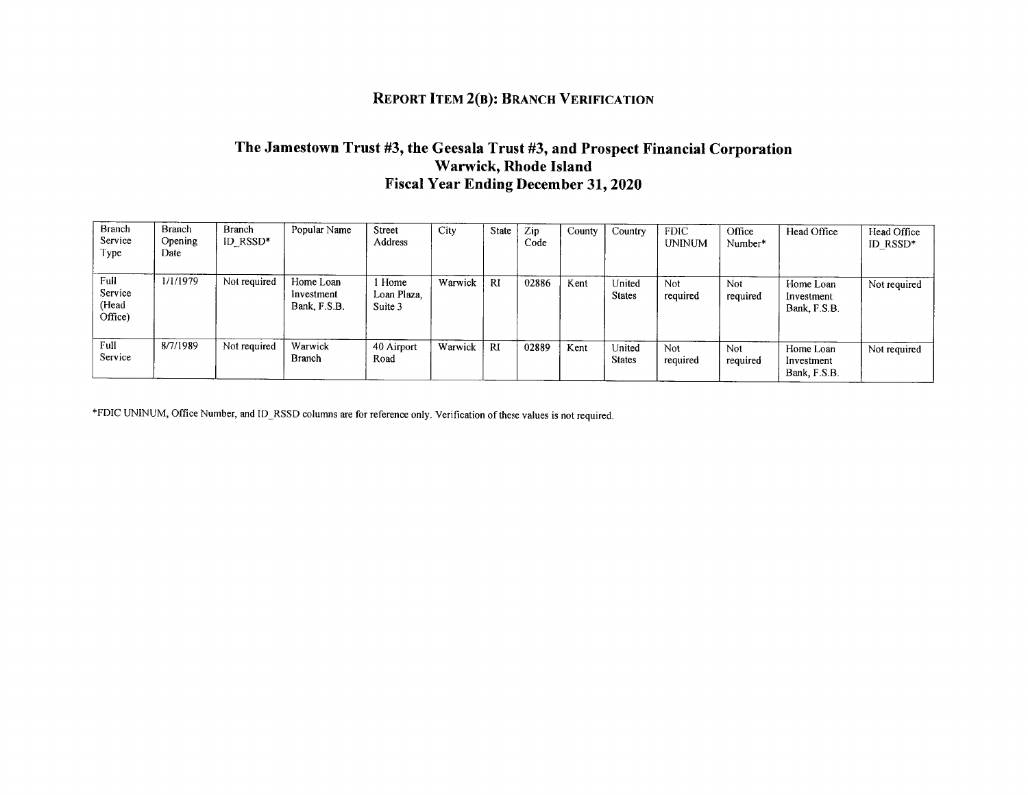# REPORT ITEM 2(B): BRANCH VERIFICATION

## The Jamestown Trust #3, the Geesala Trust #3, and Prospect Financial Corporation
## Warwick, Rhode Island
## Fiscal Year Ending December 31, 2020

| Branch Service Type | Branch Opening Date | Branch ID_RSSD* | Popular Name | Street Address | City | State | Zip Code | County | Country | FDIC UNINUM | Office Number* | Head Office | Head Office ID_RSSD* |
|---|---|---|---|---|---|---|---|---|---|---|---|---|---|
| Full Service (Head Office) | 1/1/1979 | Not required | Home Loan Investment Bank, F.S.B. | 1 Home Loan Plaza, Suite 3 | Warwick | RI | 02886 | Kent | United States | Not required | Not required | Home Loan Investment Bank, F.S.B. | Not required |
| Full Service | 8/7/1989 | Not required | Warwick Branch | 40 Airport Road | Warwick | RI | 02889 | Kent | United States | Not required | Not required | Home Loan Investment Bank, F.S.B. | Not required |

*FDIC UNINUM, Office Number, and ID_RSSD columns are for reference only. Verification of these values is not required.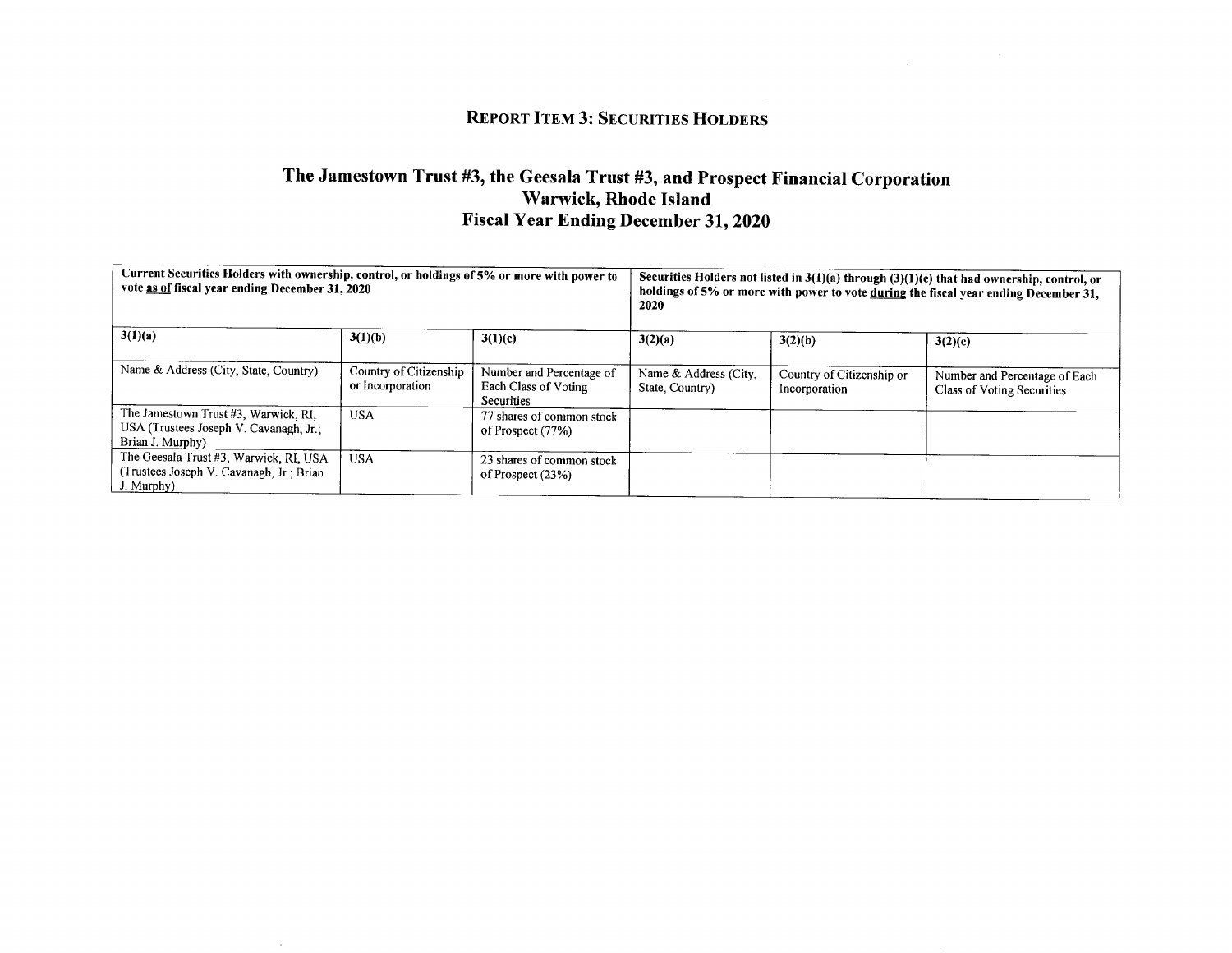## REPORT ITEM 3: SECURITIES HOLDERS

# The Jamestown Trust #3, the Geesala Trust #3, and Prospect Financial Corporation
# Warwick, Rhode Island
# Fiscal Year Ending December 31, 2020

| **Current Securities Holders with ownership, control, or holdings of 5% or more with power to vote as of fiscal year ending December 31, 2020** | | | **Securities Holders not listed in 3(1)(a) through (3)(1)(c) that had ownership, control, or holdings of 5% or more with power to vote during the fiscal year ending December 31, 2020** | | |
|---|---|---|---|---|---|
| **3(1)(a)** | **3(1)(b)** | **3(1)(c)** | **3(2)(a)** | **3(2)(b)** | **3(2)(c)** |
| Name & Address (City, State, Country) | Country of Citizenship or Incorporation | Number and Percentage of Each Class of Voting Securities | Name & Address (City, State, Country) | Country of Citizenship or Incorporation | Number and Percentage of Each Class of Voting Securities |
| The Jamestown Trust #3, Warwick, RI, USA (Trustees Joseph V. Cavanagh, Jr.; Brian J. Murphy) | USA | 77 shares of common stock of Prospect (77%) | | | |
| The Geesala Trust #3, Warwick, RI, USA (Trustees Joseph V. Cavanagh, Jr.; Brian J. Murphy) | USA | 23 shares of common stock of Prospect (23%) | | | |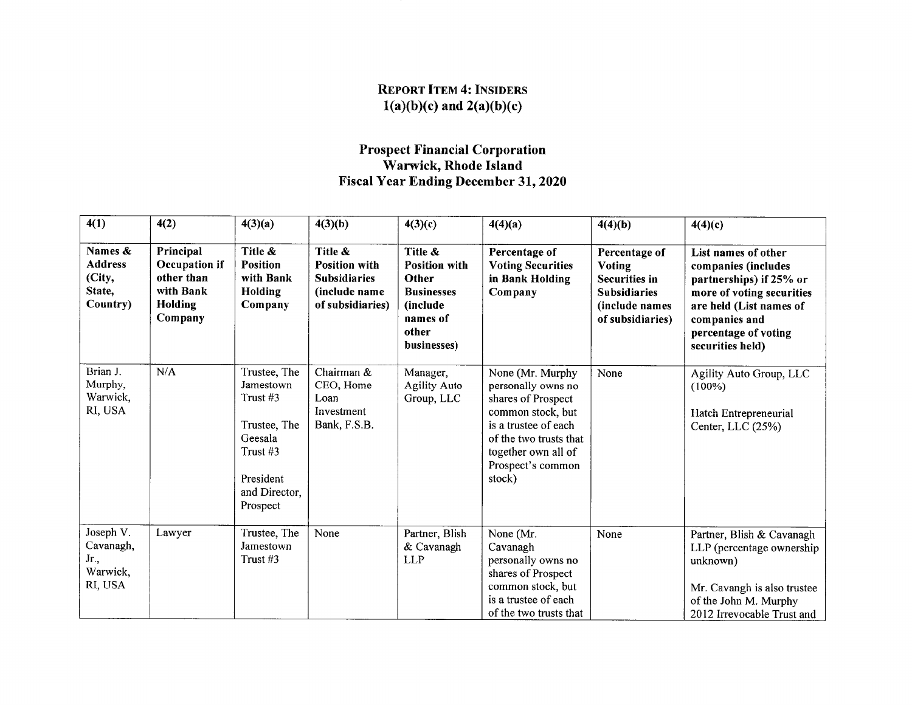## REPORT ITEM 4: INSIDERS
## 1(a)(b)(c) and 2(a)(b)(c)

### Prospect Financial Corporation
### Warwick, Rhode Island
### Fiscal Year Ending December 31, 2020

| 4(1) | 4(2) | 4(3)(a) | 4(3)(b) | 4(3)(c) | 4(4)(a) | 4(4)(b) | 4(4)(c) |
|---|---|---|---|---|---|---|---|
| **Names & Address (City, State, Country)** | **Principal Occupation if other than with Bank Holding Company** | **Title & Position with Bank Holding Company** | **Title & Position with Subsidiaries (include name of subsidiaries)** | **Title & Position with Other Businesses (include names of other businesses)** | **Percentage of Voting Securities in Bank Holding Company** | **Percentage of Voting Securities in Subsidiaries (include names of subsidiaries)** | **List names of other companies (includes partnerships) if 25% or more of voting securities are held (List names of companies and percentage of voting securities held)** |
| Brian J. Murphy, Warwick, RI, USA | N/A | Trustee, The Jamestown Trust #3<br><br>Trustee, The Geesala Trust #3<br><br>President and Director, Prospect | Chairman & CEO, Home Loan Investment Bank, F.S.B. | Manager, Agility Auto Group, LLC | None (Mr. Murphy personally owns no shares of Prospect common stock, but is a trustee of each of the two trusts that together own all of Prospect's common stock) | None | Agility Auto Group, LLC (100%)<br><br>Hatch Entrepreneurial Center, LLC (25%) |
| Joseph V. Cavanagh, Jr., Warwick, RI, USA | Lawyer | Trustee, The Jamestown Trust #3 | None | Partner, Blish & Cavanagh LLP | None (Mr. Cavanagh personally owns no shares of Prospect common stock, but is a trustee of each of the two trusts that | None | Partner, Blish & Cavanagh LLP (percentage ownership unknown)<br><br>Mr. Cavangh is also trustee of the John M. Murphy 2012 Irrevocable Trust and |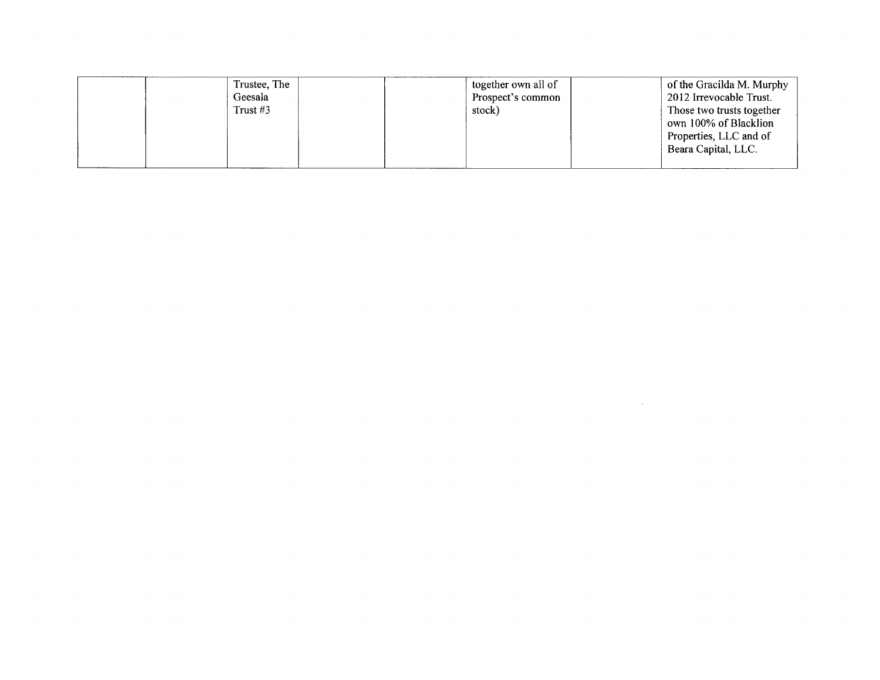| | | | | | | | |
|---|---|---|---|---|---|---|---|
| | | Trustee, The Geesala Trust #3 | | | together own all of Prospect's common stock) | | of the Gracilda M. Murphy 2012 Irrevocable Trust. Those two trusts together own 100% of Blacklion Properties, LLC and of Beara Capital, LLC. |